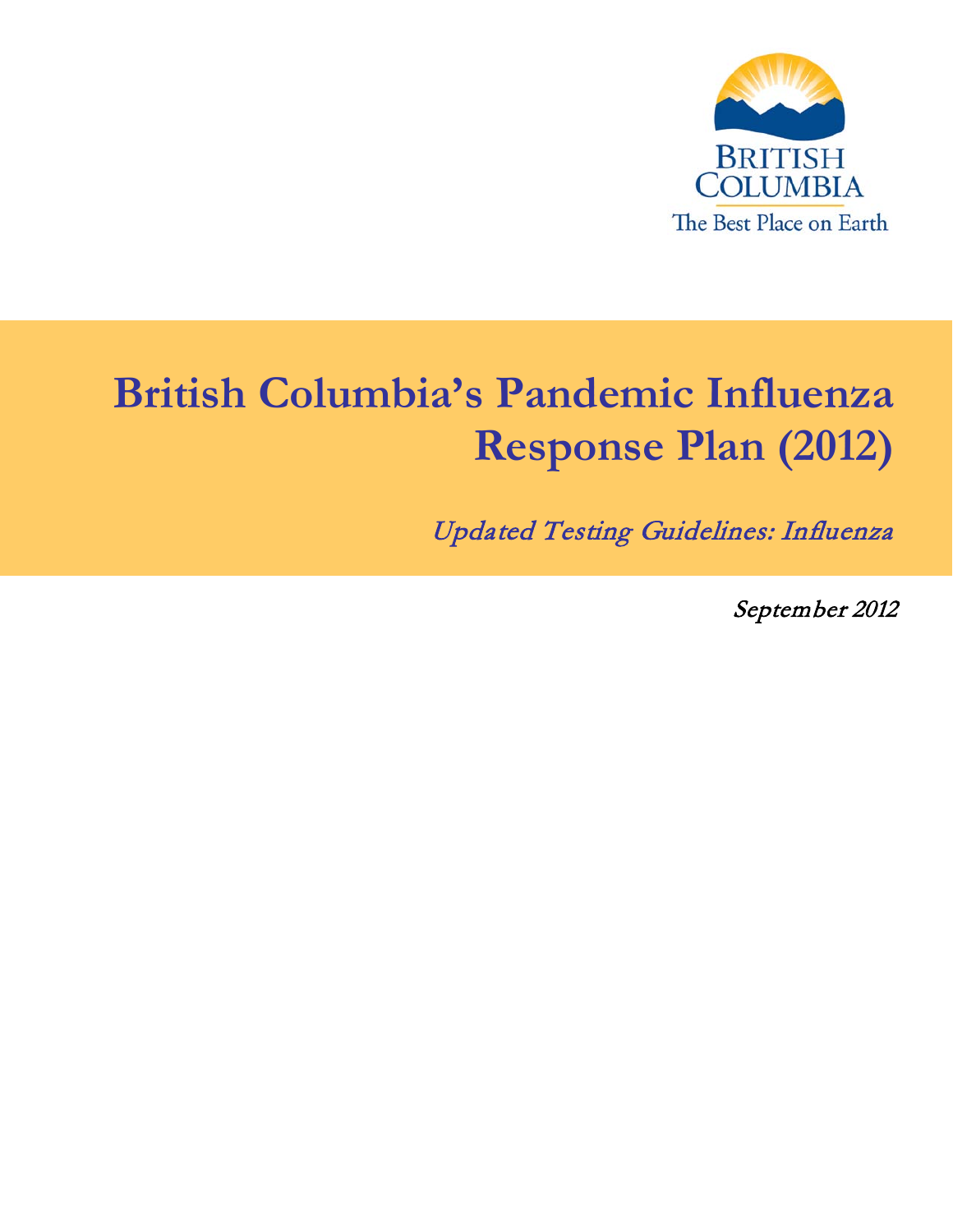BRITISH COLUMBIA

The Best Place on Earth

# British Columbia's Pandemic Influenza Response Plan (2012)

*Updated Testing Guidelines: Influenza*

*September 2012*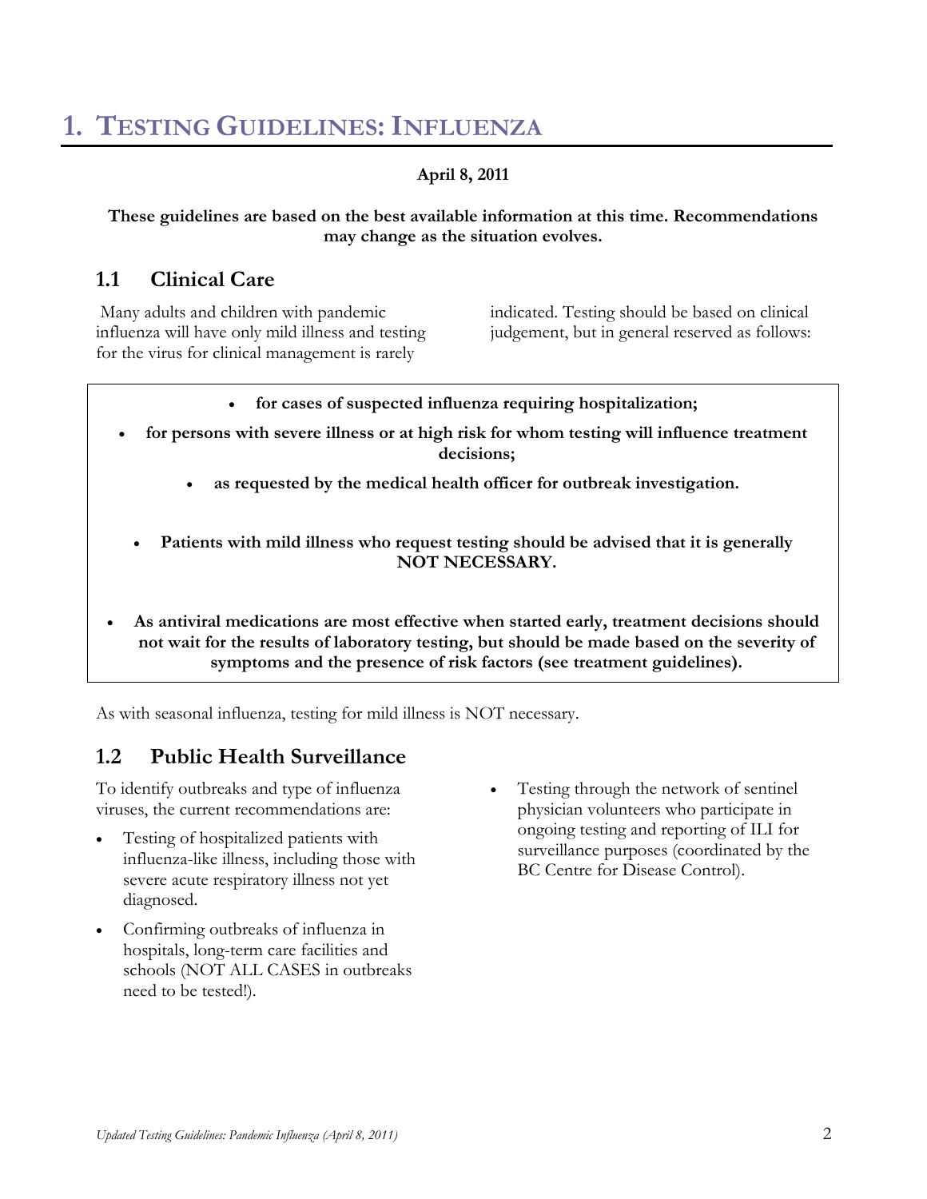# 1. Testing Guidelines: Influenza

**April 8, 2011**

**These guidelines are based on the best available information at this time. Recommendations may change as the situation evolves.**

## 1.1 Clinical Care

Many adults and children with pandemic influenza will have only mild illness and testing for the virus for clinical management is rarely indicated. Testing should be based on clinical judgement, but in general reserved as follows:

- **for cases of suspected influenza requiring hospitalization;**
- **for persons with severe illness or at high risk for whom testing will influence treatment decisions;**
- **as requested by the medical health officer for outbreak investigation.**

- **Patients with mild illness who request testing should be advised that it is generally NOT NECESSARY.**

- **As antiviral medications are most effective when started early, treatment decisions should not wait for the results of laboratory testing, but should be made based on the severity of symptoms and the presence of risk factors (see treatment guidelines).**

As with seasonal influenza, testing for mild illness is NOT necessary.

## 1.2 Public Health Surveillance

To identify outbreaks and type of influenza viruses, the current recommendations are:

- Testing of hospitalized patients with influenza-like illness, including those with severe acute respiratory illness not yet diagnosed.
- Confirming outbreaks of influenza in hospitals, long-term care facilities and schools (NOT ALL CASES in outbreaks need to be tested!).
- Testing through the network of sentinel physician volunteers who participate in ongoing testing and reporting of ILI for surveillance purposes (coordinated by the BC Centre for Disease Control).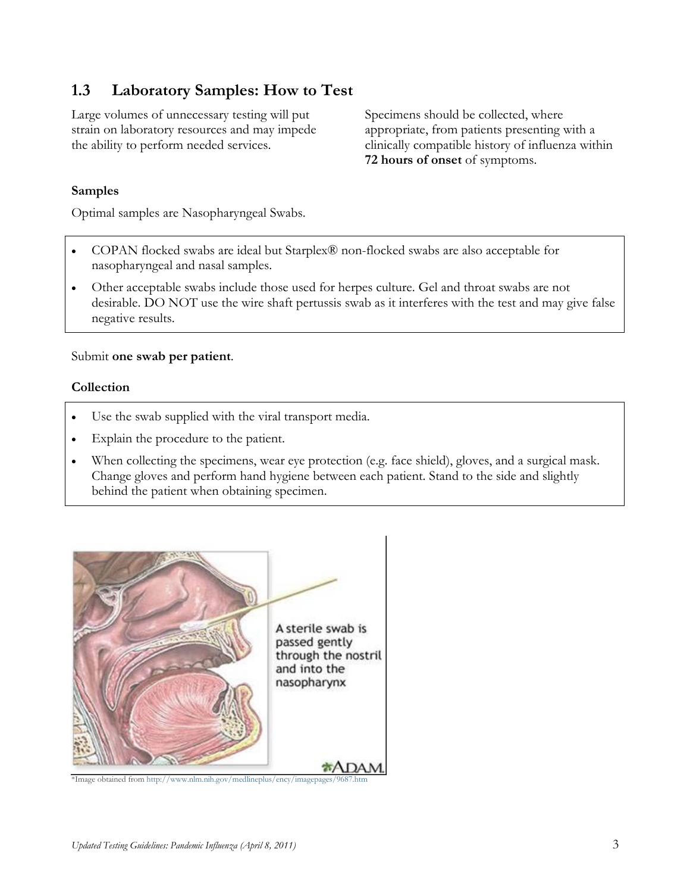## 1.3 Laboratory Samples: How to Test

Large volumes of unnecessary testing will put strain on laboratory resources and may impede the ability to perform needed services.

Specimens should be collected, where appropriate, from patients presenting with a clinically compatible history of influenza within **72 hours of onset** of symptoms.

### Samples

Optimal samples are Nasopharyngeal Swabs.

- COPAN flocked swabs are ideal but Starplex® non-flocked swabs are also acceptable for nasopharyngeal and nasal samples.
- Other acceptable swabs include those used for herpes culture. Gel and throat swabs are not desirable. DO NOT use the wire shaft pertussis swab as it interferes with the test and may give false negative results.

Submit **one swab per patient**.

### Collection

- Use the swab supplied with the viral transport media.
- Explain the procedure to the patient.
- When collecting the specimens, wear eye protection (e.g. face shield), gloves, and a surgical mask. Change gloves and perform hand hygiene between each patient. Stand to the side and slightly behind the patient when obtaining specimen.

A sterile swab is passed gently through the nostril and into the nasopharynx

*Image obtained from http://www.nlm.nih.gov/medlineplus/ency/imagepages/9687.htm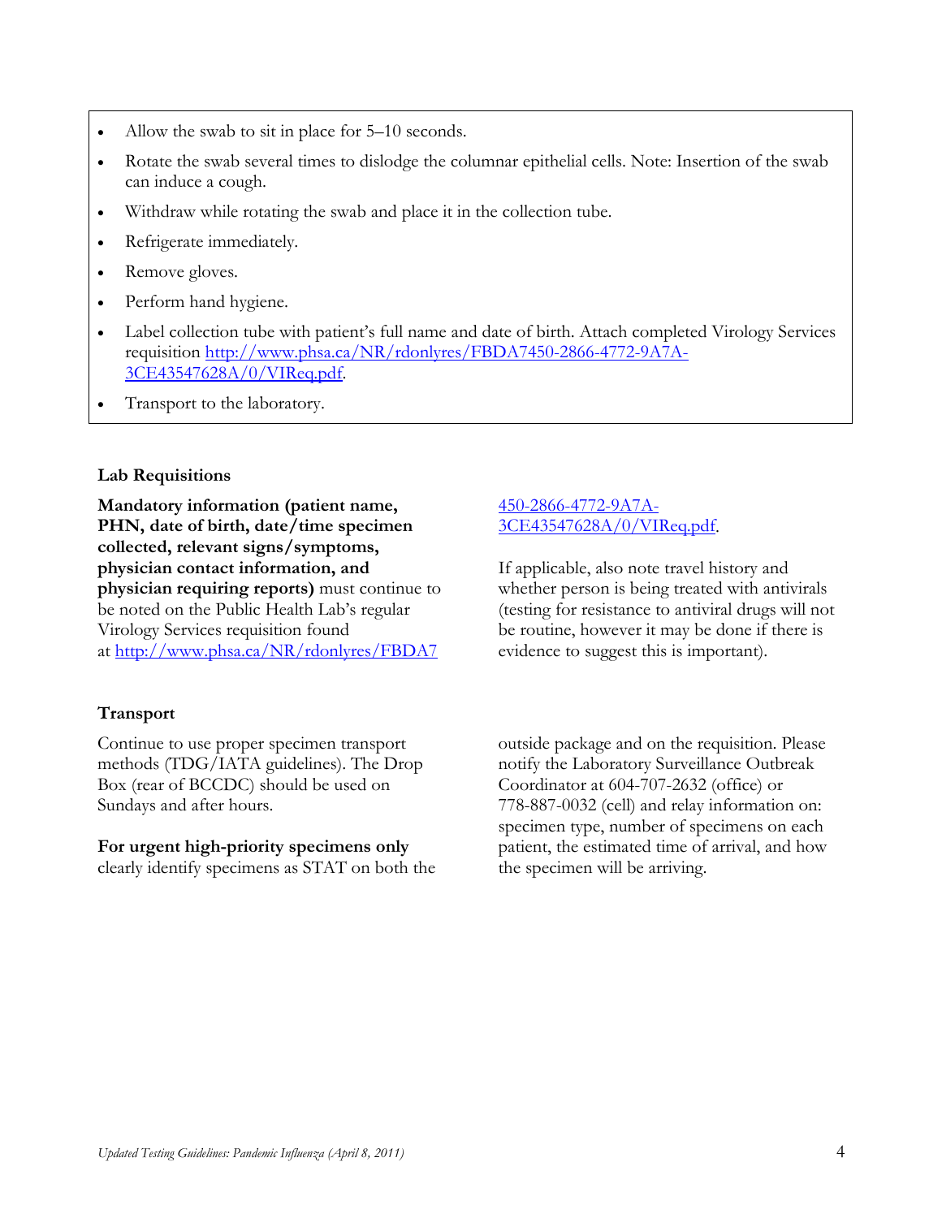- Allow the swab to sit in place for 5–10 seconds.
- Rotate the swab several times to dislodge the columnar epithelial cells. Note: Insertion of the swab can induce a cough.
- Withdraw while rotating the swab and place it in the collection tube.
- Refrigerate immediately.
- Remove gloves.
- Perform hand hygiene.
- Label collection tube with patient's full name and date of birth. Attach completed Virology Services requisition http://www.phsa.ca/NR/rdonlyres/FBDA7450-2866-4772-9A7A-3CE43547628A/0/VIReq.pdf.
- Transport to the laboratory.

### Lab Requisitions

**Mandatory information (patient name, PHN, date of birth, date/time specimen collected, relevant signs/symptoms, physician contact information, and physician requiring reports)** must continue to be noted on the Public Health Lab's regular Virology Services requisition found at http://www.phsa.ca/NR/rdonlyres/FBDA7450-2866-4772-9A7A-3CE43547628A/0/VIReq.pdf.

If applicable, also note travel history and whether person is being treated with antivirals (testing for resistance to antiviral drugs will not be routine, however it may be done if there is evidence to suggest this is important).

### Transport

Continue to use proper specimen transport methods (TDG/IATA guidelines). The Drop Box (rear of BCCDC) should be used on Sundays and after hours.

**For urgent high-priority specimens only** clearly identify specimens as STAT on both the outside package and on the requisition. Please notify the Laboratory Surveillance Outbreak Coordinator at 604-707-2632 (office) or 778-887-0032 (cell) and relay information on: specimen type, number of specimens on each patient, the estimated time of arrival, and how the specimen will be arriving.